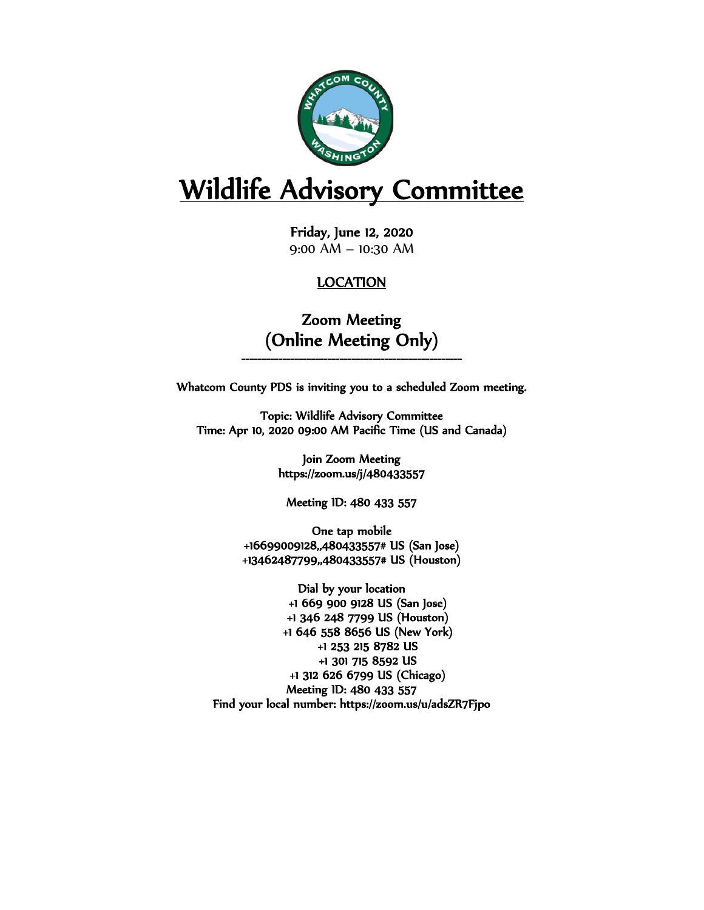# Wildlife Advisory Committee

**Friday, June 12, 2020**
9:00 AM – 10:30 AM

**LOCATION**

## Zoom Meeting
## (Online Meeting Only)

---

Whatcom County PDS is inviting you to a scheduled Zoom meeting.

Topic: Wildlife Advisory Committee
Time: Apr 10, 2020 09:00 AM Pacific Time (US and Canada)

Join Zoom Meeting
https://zoom.us/j/480433557

Meeting ID: 480 433 557

One tap mobile
+16699009128,,480433557# US (San Jose)
+13462487799,,480433557# US (Houston)

Dial by your location
+1 669 900 9128 US (San Jose)
+1 346 248 7799 US (Houston)
+1 646 558 8656 US (New York)
+1 253 215 8782 US
+1 301 715 8592 US
+1 312 626 6799 US (Chicago)
Meeting ID: 480 433 557
Find your local number: https://zoom.us/u/adsZR7Fjpo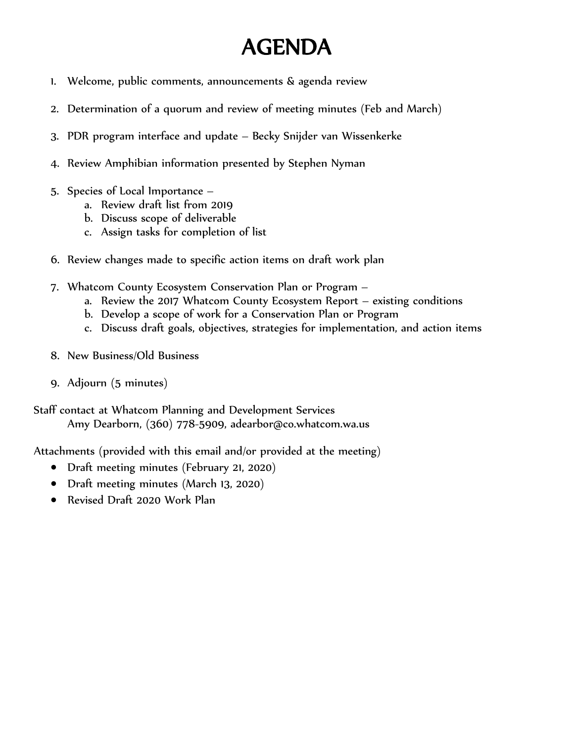# AGENDA

1. Welcome, public comments, announcements & agenda review

2. Determination of a quorum and review of meeting minutes (Feb and March)

3. PDR program interface and update – Becky Snijder van Wissenkerke

4. Review Amphibian information presented by Stephen Nyman

5. Species of Local Importance –
   a. Review draft list from 2019
   b. Discuss scope of deliverable
   c. Assign tasks for completion of list

6. Review changes made to specific action items on draft work plan

7. Whatcom County Ecosystem Conservation Plan or Program –
   a. Review the 2017 Whatcom County Ecosystem Report – existing conditions
   b. Develop a scope of work for a Conservation Plan or Program
   c. Discuss draft goals, objectives, strategies for implementation, and action items

8. New Business/Old Business

9. Adjourn (5 minutes)

Staff contact at Whatcom Planning and Development Services
Amy Dearborn, (360) 778-5909, adearbor@co.whatcom.wa.us

Attachments (provided with this email and/or provided at the meeting)

- Draft meeting minutes (February 21, 2020)
- Draft meeting minutes (March 13, 2020)
- Revised Draft 2020 Work Plan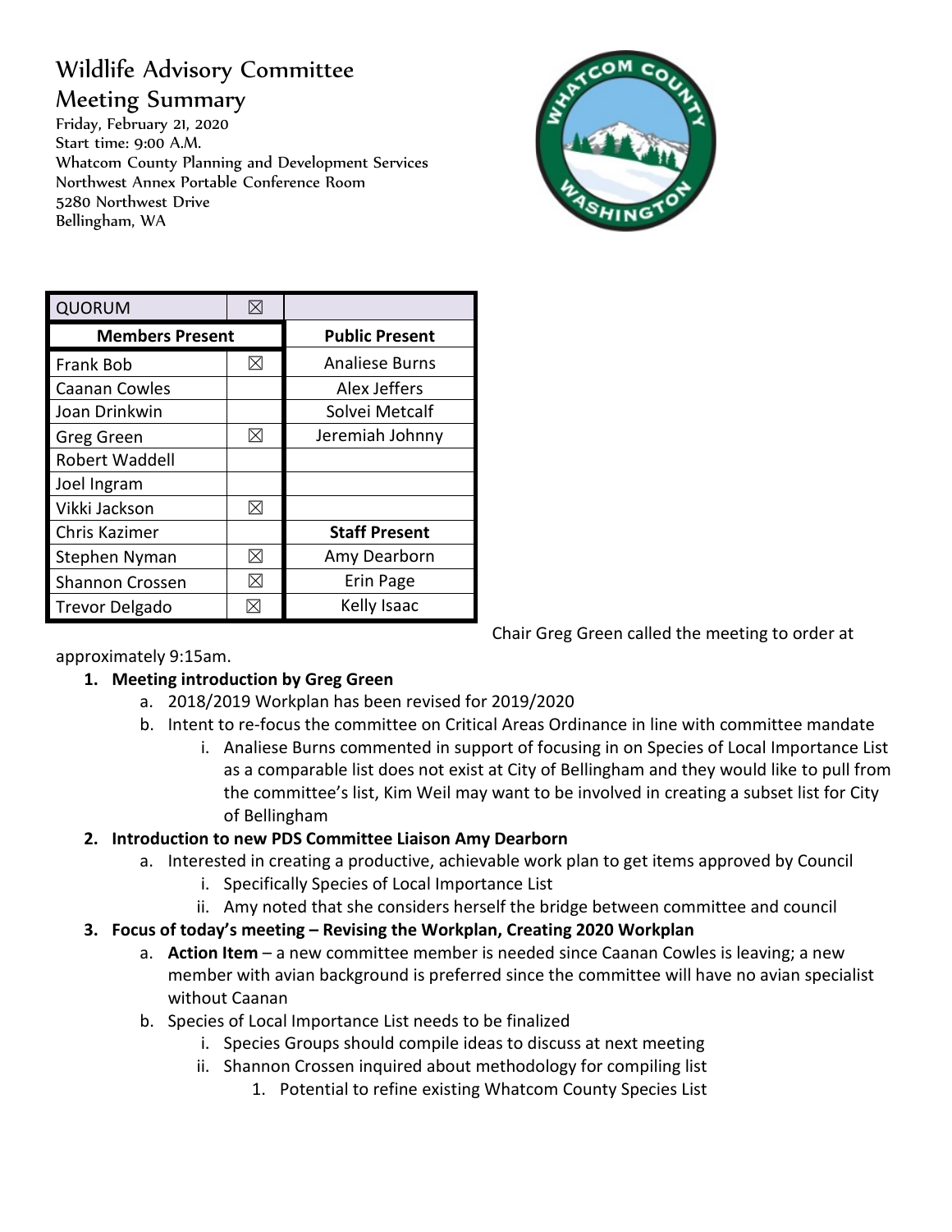# Wildlife Advisory Committee

## Meeting Summary

Friday, February 21, 2020
Start time: 9:00 A.M.
Whatcom County Planning and Development Services
Northwest Annex Portable Conference Room
5280 Northwest Drive
Bellingham, WA

| QUORUM | ☒ | |
|---|---|---|
| **Members Present** | | **Public Present** |
| Frank Bob | ☒ | Analiese Burns |
| Caanan Cowles | | Alex Jeffers |
| Joan Drinkwin | | Solvei Metcalf |
| Greg Green | ☒ | Jeremiah Johnny |
| Robert Waddell | | |
| Joel Ingram | | |
| Vikki Jackson | ☒ | |
| Chris Kazimer | | **Staff Present** |
| Stephen Nyman | ☒ | Amy Dearborn |
| Shannon Crossen | ☒ | Erin Page |
| Trevor Delgado | ☒ | Kelly Isaac |

Chair Greg Green called the meeting to order at approximately 9:15am.

1. **Meeting introduction by Greg Green**
   a. 2018/2019 Workplan has been revised for 2019/2020
   b. Intent to re-focus the committee on Critical Areas Ordinance in line with committee mandate
      i. Analiese Burns commented in support of focusing in on Species of Local Importance List as a comparable list does not exist at City of Bellingham and they would like to pull from the committee's list, Kim Weil may want to be involved in creating a subset list for City of Bellingham
2. **Introduction to new PDS Committee Liaison Amy Dearborn**
   a. Interested in creating a productive, achievable work plan to get items approved by Council
      i. Specifically Species of Local Importance List
      ii. Amy noted that she considers herself the bridge between committee and council
3. **Focus of today's meeting – Revising the Workplan, Creating 2020 Workplan**
   a. **Action Item** – a new committee member is needed since Caanan Cowles is leaving; a new member with avian background is preferred since the committee will have no avian specialist without Caanan
   b. Species of Local Importance List needs to be finalized
      i. Species Groups should compile ideas to discuss at next meeting
      ii. Shannon Crossen inquired about methodology for compiling list
         1. Potential to refine existing Whatcom County Species List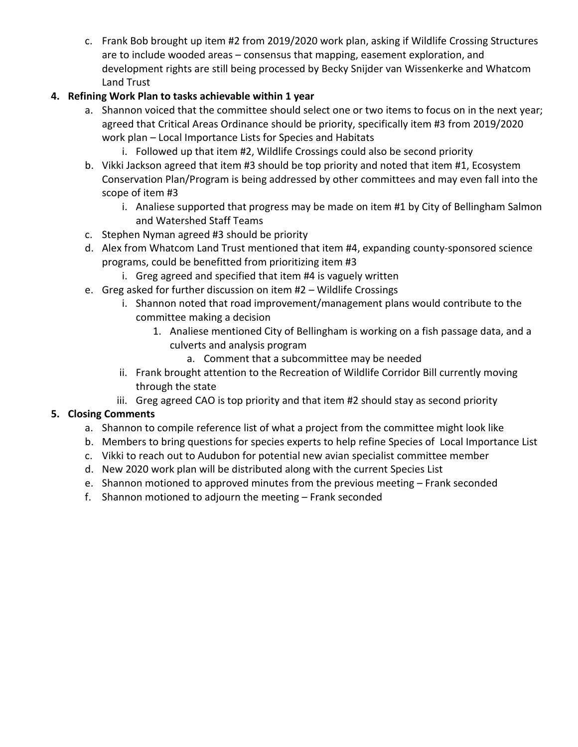c. Frank Bob brought up item #2 from 2019/2020 work plan, asking if Wildlife Crossing Structures are to include wooded areas – consensus that mapping, easement exploration, and development rights are still being processed by Becky Snijder van Wissenkerke and Whatcom Land Trust

4. **Refining Work Plan to tasks achievable within 1 year**
   a. Shannon voiced that the committee should select one or two items to focus on in the next year; agreed that Critical Areas Ordinance should be priority, specifically item #3 from 2019/2020 work plan – Local Importance Lists for Species and Habitats
      i. Followed up that item #2, Wildlife Crossings could also be second priority
   b. Vikki Jackson agreed that item #3 should be top priority and noted that item #1, Ecosystem Conservation Plan/Program is being addressed by other committees and may even fall into the scope of item #3
      i. Analiese supported that progress may be made on item #1 by City of Bellingham Salmon and Watershed Staff Teams
   c. Stephen Nyman agreed #3 should be priority
   d. Alex from Whatcom Land Trust mentioned that item #4, expanding county-sponsored science programs, could be benefitted from prioritizing item #3
      i. Greg agreed and specified that item #4 is vaguely written
   e. Greg asked for further discussion on item #2 – Wildlife Crossings
      i. Shannon noted that road improvement/management plans would contribute to the committee making a decision
         1. Analiese mentioned City of Bellingham is working on a fish passage data, and a culverts and analysis program
            a. Comment that a subcommittee may be needed
      ii. Frank brought attention to the Recreation of Wildlife Corridor Bill currently moving through the state
      iii. Greg agreed CAO is top priority and that item #2 should stay as second priority

5. **Closing Comments**
   a. Shannon to compile reference list of what a project from the committee might look like
   b. Members to bring questions for species experts to help refine Species of Local Importance List
   c. Vikki to reach out to Audubon for potential new avian specialist committee member
   d. New 2020 work plan will be distributed along with the current Species List
   e. Shannon motioned to approved minutes from the previous meeting – Frank seconded
   f. Shannon motioned to adjourn the meeting – Frank seconded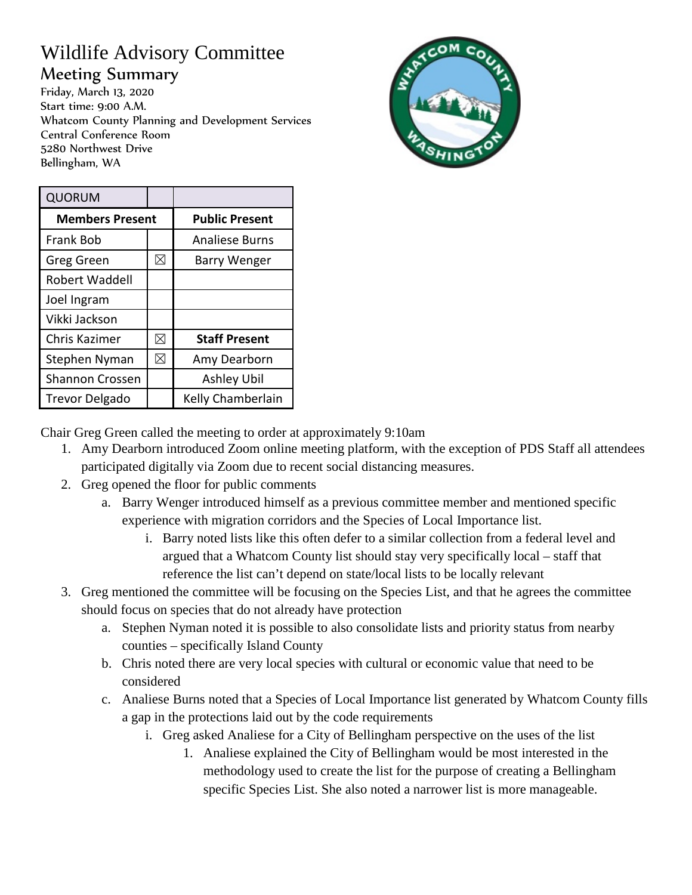# Wildlife Advisory Committee

## Meeting Summary

Friday, March 13, 2020
Start time: 9:00 A.M.
Whatcom County Planning and Development Services
Central Conference Room
5280 Northwest Drive
Bellingham, WA

| QUORUM | | |
|---|---|---|
| **Members Present** | | **Public Present** |
| Frank Bob | | Analiese Burns |
| Greg Green | ☒ | Barry Wenger |
| Robert Waddell | | |
| Joel Ingram | | |
| Vikki Jackson | | |
| Chris Kazimer | ☒ | **Staff Present** |
| Stephen Nyman | ☒ | Amy Dearborn |
| Shannon Crossen | | Ashley Ubil |
| Trevor Delgado | | Kelly Chamberlain |

Chair Greg Green called the meeting to order at approximately 9:10am

1. Amy Dearborn introduced Zoom online meeting platform, with the exception of PDS Staff all attendees participated digitally via Zoom due to recent social distancing measures.
2. Greg opened the floor for public comments
   a. Barry Wenger introduced himself as a previous committee member and mentioned specific experience with migration corridors and the Species of Local Importance list.
      i. Barry noted lists like this often defer to a similar collection from a federal level and argued that a Whatcom County list should stay very specifically local – staff that reference the list can't depend on state/local lists to be locally relevant
3. Greg mentioned the committee will be focusing on the Species List, and that he agrees the committee should focus on species that do not already have protection
   a. Stephen Nyman noted it is possible to also consolidate lists and priority status from nearby counties – specifically Island County
   b. Chris noted there are very local species with cultural or economic value that need to be considered
   c. Analiese Burns noted that a Species of Local Importance list generated by Whatcom County fills a gap in the protections laid out by the code requirements
      i. Greg asked Analiese for a City of Bellingham perspective on the uses of the list
         1. Analiese explained the City of Bellingham would be most interested in the methodology used to create the list for the purpose of creating a Bellingham specific Species List. She also noted a narrower list is more manageable.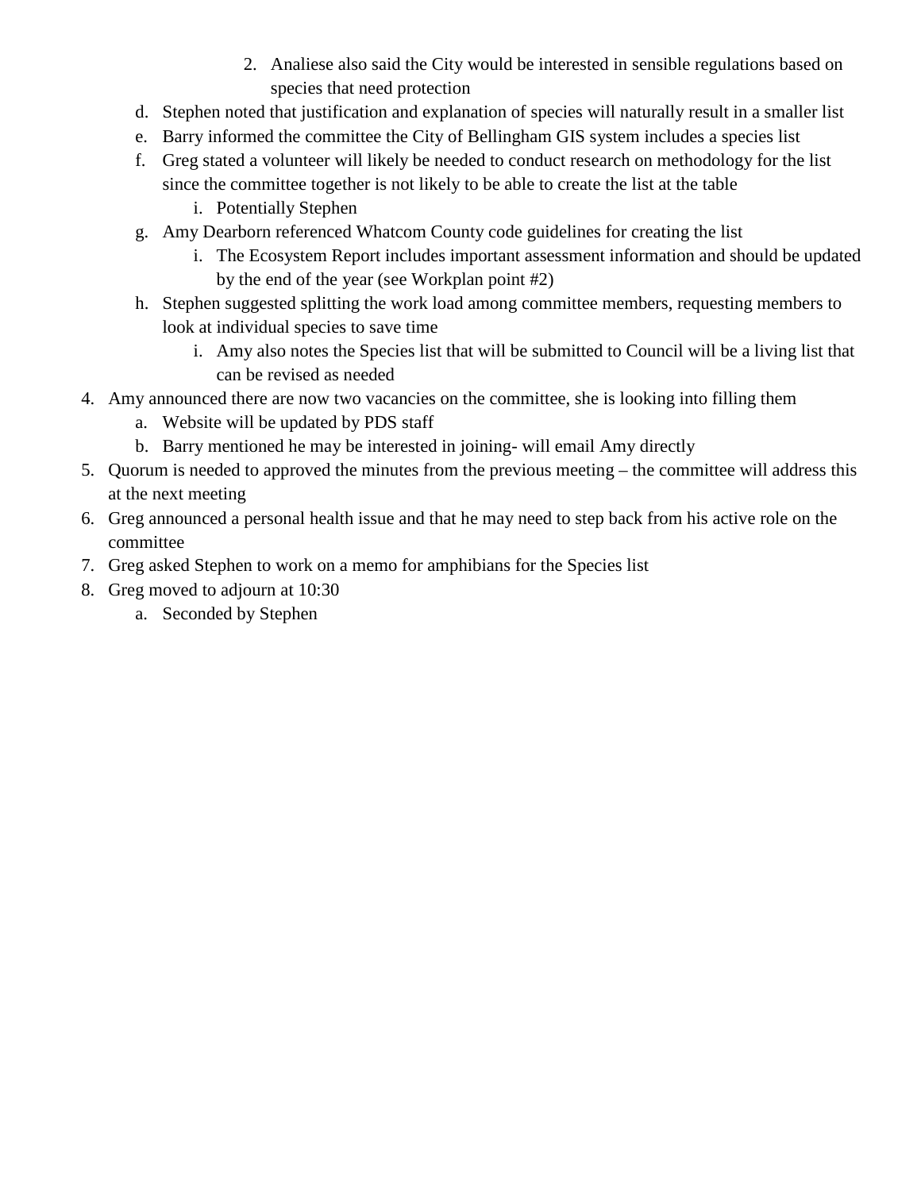2. Analiese also said the City would be interested in sensible regulations based on species that need protection
    d. Stephen noted that justification and explanation of species will naturally result in a smaller list
    e. Barry informed the committee the City of Bellingham GIS system includes a species list
    f. Greg stated a volunteer will likely be needed to conduct research on methodology for the list since the committee together is not likely to be able to create the list at the table
        i. Potentially Stephen
    g. Amy Dearborn referenced Whatcom County code guidelines for creating the list
        i. The Ecosystem Report includes important assessment information and should be updated by the end of the year (see Workplan point #2)
    h. Stephen suggested splitting the work load among committee members, requesting members to look at individual species to save time
        i. Amy also notes the Species list that will be submitted to Council will be a living list that can be revised as needed
4. Amy announced there are now two vacancies on the committee, she is looking into filling them
    a. Website will be updated by PDS staff
    b. Barry mentioned he may be interested in joining- will email Amy directly
5. Quorum is needed to approved the minutes from the previous meeting – the committee will address this at the next meeting
6. Greg announced a personal health issue and that he may need to step back from his active role on the committee
7. Greg asked Stephen to work on a memo for amphibians for the Species list
8. Greg moved to adjourn at 10:30
    a. Seconded by Stephen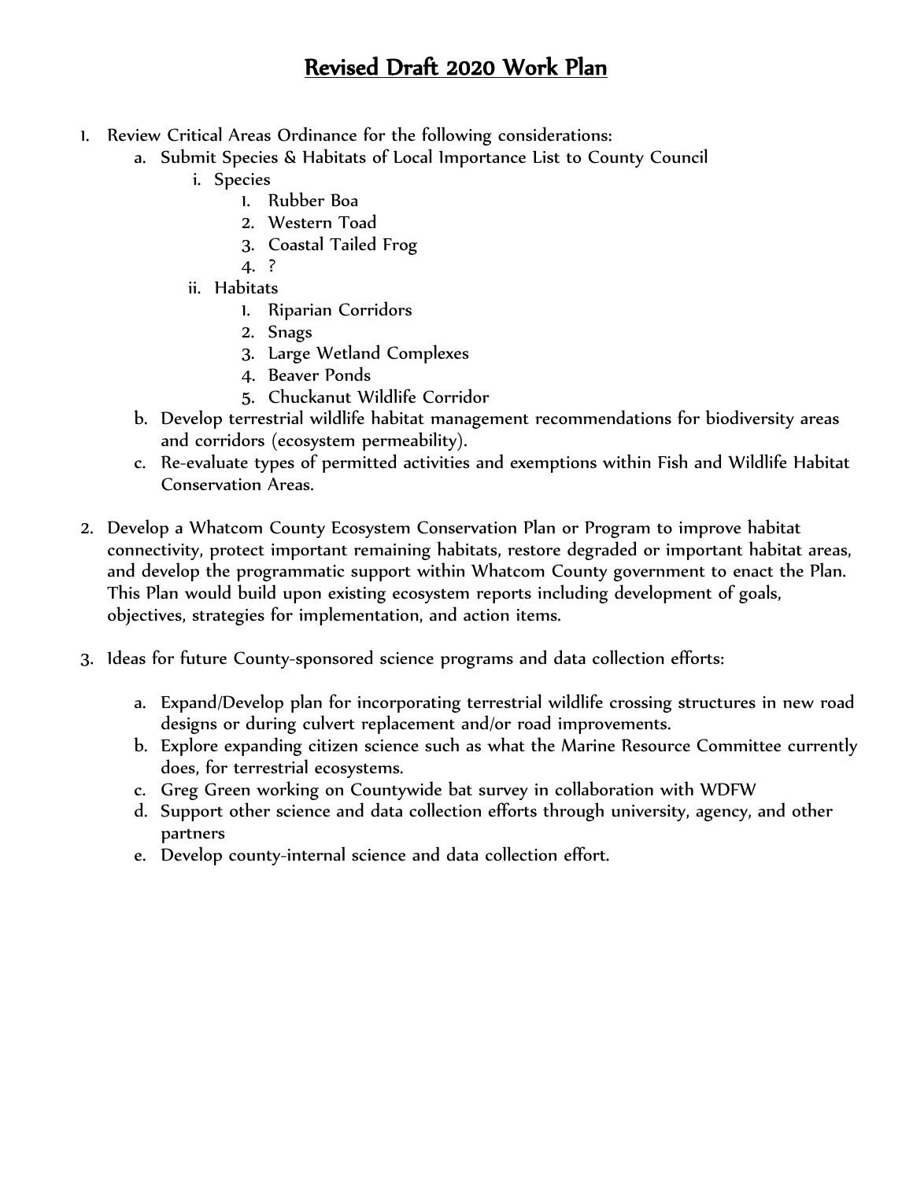# Revised Draft 2020 Work Plan

1. Review Critical Areas Ordinance for the following considerations:
   a. Submit Species & Habitats of Local Importance List to County Council
      i. Species
         1. Rubber Boa
         2. Western Toad
         3. Coastal Tailed Frog
         4. ?
      ii. Habitats
         1. Riparian Corridors
         2. Snags
         3. Large Wetland Complexes
         4. Beaver Ponds
         5. Chuckanut Wildlife Corridor
   b. Develop terrestrial wildlife habitat management recommendations for biodiversity areas and corridors (ecosystem permeability).
   c. Re-evaluate types of permitted activities and exemptions within Fish and Wildlife Habitat Conservation Areas.

2. Develop a Whatcom County Ecosystem Conservation Plan or Program to improve habitat connectivity, protect important remaining habitats, restore degraded or important habitat areas, and develop the programmatic support within Whatcom County government to enact the Plan. This Plan would build upon existing ecosystem reports including development of goals, objectives, strategies for implementation, and action items.

3. Ideas for future County-sponsored science programs and data collection efforts:

   a. Expand/Develop plan for incorporating terrestrial wildlife crossing structures in new road designs or during culvert replacement and/or road improvements.
   b. Explore expanding citizen science such as what the Marine Resource Committee currently does, for terrestrial ecosystems.
   c. Greg Green working on Countywide bat survey in collaboration with WDFW
   d. Support other science and data collection efforts through university, agency, and other partners
   e. Develop county-internal science and data collection effort.